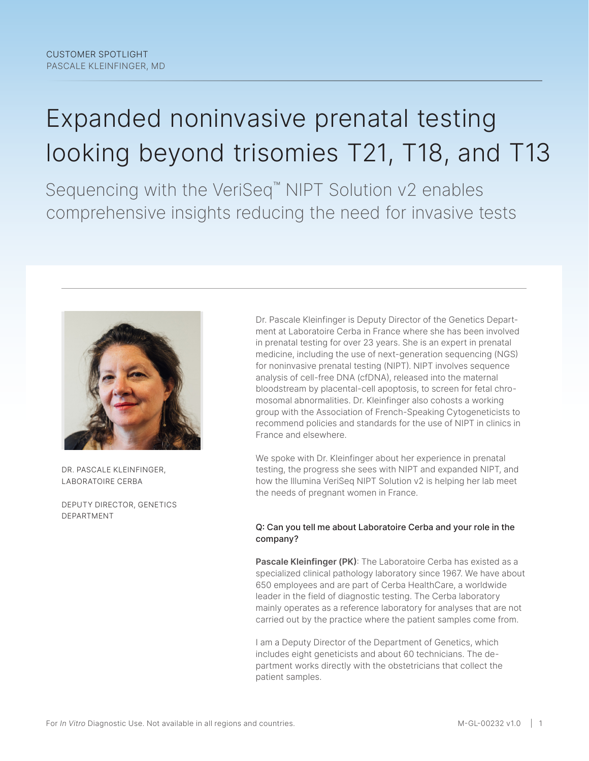CUSTOMER SPOTLIGHT
PASCALE KLEINFINGER, MD

# Expanded noninvasive prenatal testing looking beyond trisomies T21, T18, and T13

## Sequencing with the VeriSeq™ NIPT Solution v2 enables comprehensive insights reducing the need for invasive tests

DR. PASCALE KLEINFINGER, LABORATOIRE CERBA

DEPUTY DIRECTOR, GENETICS DEPARTMENT

Dr. Pascale Kleinfinger is Deputy Director of the Genetics Department at Laboratoire Cerba in France where she has been involved in prenatal testing for over 23 years. She is an expert in prenatal medicine, including the use of next-generation sequencing (NGS) for noninvasive prenatal testing (NIPT). NIPT involves sequence analysis of cell-free DNA (cfDNA), released into the maternal bloodstream by placental-cell apoptosis, to screen for fetal chromosomal abnormalities. Dr. Kleinfinger also cohosts a working group with the Association of French-Speaking Cytogeneticists to recommend policies and standards for the use of NIPT in clinics in France and elsewhere.

We spoke with Dr. Kleinfinger about her experience in prenatal testing, the progress she sees with NIPT and expanded NIPT, and how the Illumina VeriSeq NIPT Solution v2 is helping her lab meet the needs of pregnant women in France.

**Q: Can you tell me about Laboratoire Cerba and your role in the company?**

**Pascale Kleinfinger (PK)**: The Laboratoire Cerba has existed as a specialized clinical pathology laboratory since 1967. We have about 650 employees and are part of Cerba HealthCare, a worldwide leader in the field of diagnostic testing. The Cerba laboratory mainly operates as a reference laboratory for analyses that are not carried out by the practice where the patient samples come from.

I am a Deputy Director of the Department of Genetics, which includes eight geneticists and about 60 technicians. The department works directly with the obstetricians that collect the patient samples.

For *In Vitro* Diagnostic Use. Not available in all regions and countries.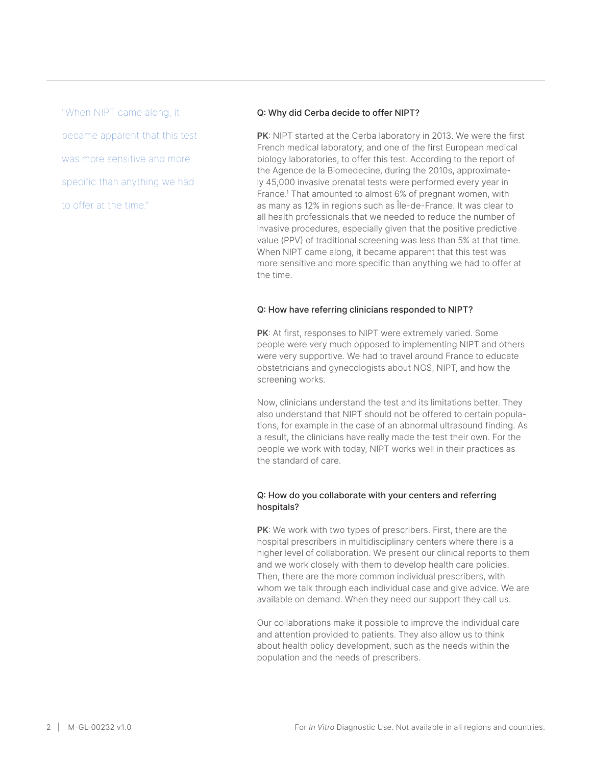"When NIPT came along, it became apparent that this test was more sensitive and more specific than anything we had to offer at the time."

### Q: Why did Cerba decide to offer NIPT?

**PK**: NIPT started at the Cerba laboratory in 2013. We were the first French medical laboratory, and one of the first European medical biology laboratories, to offer this test. According to the report of the Agence de la Biomedecine, during the 2010s, approximately 45,000 invasive prenatal tests were performed every year in France.[1] That amounted to almost 6% of pregnant women, with as many as 12% in regions such as Île-de-France. It was clear to all health professionals that we needed to reduce the number of invasive procedures, especially given that the positive predictive value (PPV) of traditional screening was less than 5% at that time. When NIPT came along, it became apparent that this test was more sensitive and more specific than anything we had to offer at the time.

### Q: How have referring clinicians responded to NIPT?

**PK**: At first, responses to NIPT were extremely varied. Some people were very much opposed to implementing NIPT and others were very supportive. We had to travel around France to educate obstetricians and gynecologists about NGS, NIPT, and how the screening works.

Now, clinicians understand the test and its limitations better. They also understand that NIPT should not be offered to certain populations, for example in the case of an abnormal ultrasound finding. As a result, the clinicians have really made the test their own. For the people we work with today, NIPT works well in their practices as the standard of care.

### Q: How do you collaborate with your centers and referring hospitals?

**PK**: We work with two types of prescribers. First, there are the hospital prescribers in multidisciplinary centers where there is a higher level of collaboration. We present our clinical reports to them and we work closely with them to develop health care policies. Then, there are the more common individual prescribers, with whom we talk through each individual case and give advice. We are available on demand. When they need our support they call us.

Our collaborations make it possible to improve the individual care and attention provided to patients. They also allow us to think about health policy development, such as the needs within the population and the needs of prescribers.

For *In Vitro* Diagnostic Use. Not available in all regions and countries.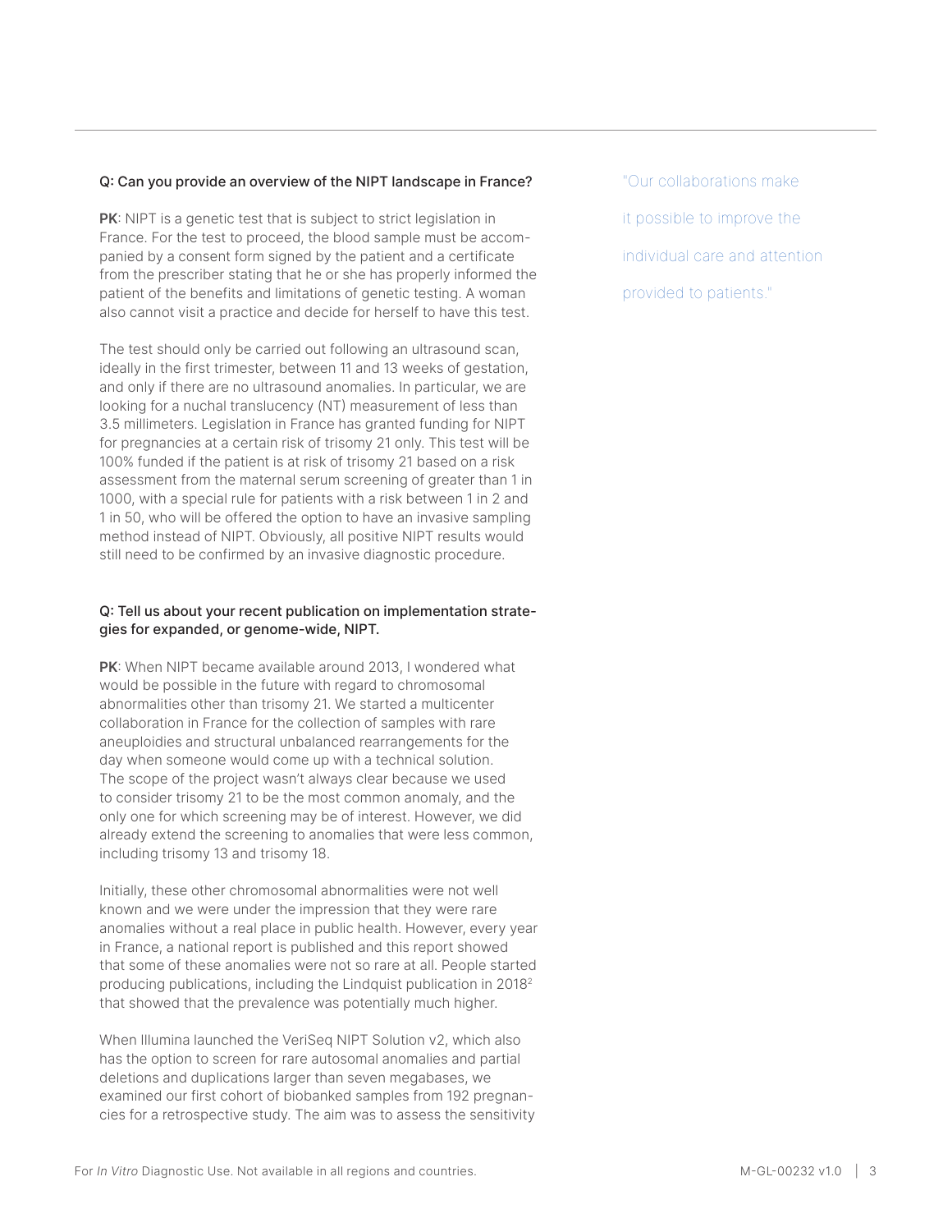**Q: Can you provide an overview of the NIPT landscape in France?**

**PK**: NIPT is a genetic test that is subject to strict legislation in France. For the test to proceed, the blood sample must be accompanied by a consent form signed by the patient and a certificate from the prescriber stating that he or she has properly informed the patient of the benefits and limitations of genetic testing. A woman also cannot visit a practice and decide for herself to have this test.

The test should only be carried out following an ultrasound scan, ideally in the first trimester, between 11 and 13 weeks of gestation, and only if there are no ultrasound anomalies. In particular, we are looking for a nuchal translucency (NT) measurement of less than 3.5 millimeters. Legislation in France has granted funding for NIPT for pregnancies at a certain risk of trisomy 21 only. This test will be 100% funded if the patient is at risk of trisomy 21 based on a risk assessment from the maternal serum screening of greater than 1 in 1000, with a special rule for patients with a risk between 1 in 2 and 1 in 50, who will be offered the option to have an invasive sampling method instead of NIPT. Obviously, all positive NIPT results would still need to be confirmed by an invasive diagnostic procedure.

"Our collaborations make it possible to improve the individual care and attention provided to patients."

**Q: Tell us about your recent publication on implementation strategies for expanded, or genome-wide, NIPT.**

**PK**: When NIPT became available around 2013, I wondered what would be possible in the future with regard to chromosomal abnormalities other than trisomy 21. We started a multicenter collaboration in France for the collection of samples with rare aneuploidies and structural unbalanced rearrangements for the day when someone would come up with a technical solution. The scope of the project wasn't always clear because we used to consider trisomy 21 to be the most common anomaly, and the only one for which screening may be of interest. However, we did already extend the screening to anomalies that were less common, including trisomy 13 and trisomy 18.

Initially, these other chromosomal abnormalities were not well known and we were under the impression that they were rare anomalies without a real place in public health. However, every year in France, a national report is published and this report showed that some of these anomalies were not so rare at all. People started producing publications, including the Lindquist publication in 2018[2] that showed that the prevalence was potentially much higher.

When Illumina launched the VeriSeq NIPT Solution v2, which also has the option to screen for rare autosomal anomalies and partial deletions and duplications larger than seven megabases, we examined our first cohort of biobanked samples from 192 pregnancies for a retrospective study. The aim was to assess the sensitivity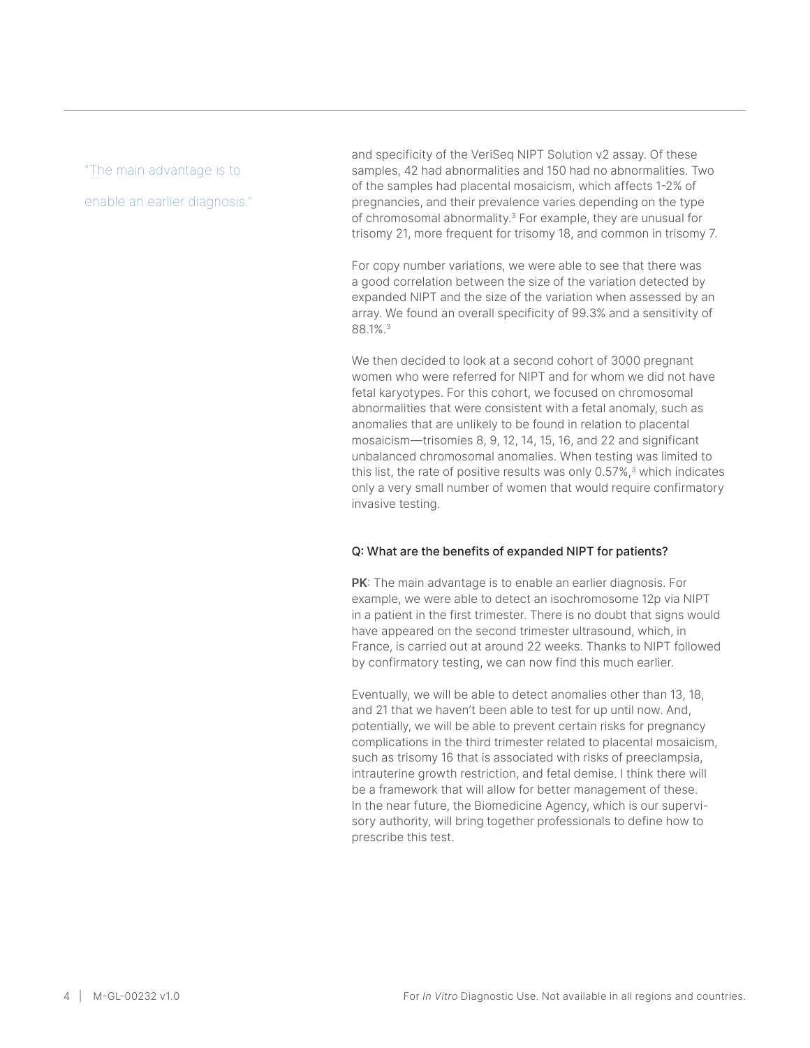"The main advantage is to enable an earlier diagnosis."

and specificity of the VeriSeq NIPT Solution v2 assay. Of these samples, 42 had abnormalities and 150 had no abnormalities. Two of the samples had placental mosaicism, which affects 1-2% of pregnancies, and their prevalence varies depending on the type of chromosomal abnormality.[3] For example, they are unusual for trisomy 21, more frequent for trisomy 18, and common in trisomy 7.

For copy number variations, we were able to see that there was a good correlation between the size of the variation detected by expanded NIPT and the size of the variation when assessed by an array. We found an overall specificity of 99.3% and a sensitivity of 88.1%.[3]

We then decided to look at a second cohort of 3000 pregnant women who were referred for NIPT and for whom we did not have fetal karyotypes. For this cohort, we focused on chromosomal abnormalities that were consistent with a fetal anomaly, such as anomalies that are unlikely to be found in relation to placental mosaicism—trisomies 8, 9, 12, 14, 15, 16, and 22 and significant unbalanced chromosomal anomalies. When testing was limited to this list, the rate of positive results was only 0.57%,[3] which indicates only a very small number of women that would require confirmatory invasive testing.

### Q: What are the benefits of expanded NIPT for patients?

**PK**: The main advantage is to enable an earlier diagnosis. For example, we were able to detect an isochromosome 12p via NIPT in a patient in the first trimester. There is no doubt that signs would have appeared on the second trimester ultrasound, which, in France, is carried out at around 22 weeks. Thanks to NIPT followed by confirmatory testing, we can now find this much earlier.

Eventually, we will be able to detect anomalies other than 13, 18, and 21 that we haven't been able to test for up until now. And, potentially, we will be able to prevent certain risks for pregnancy complications in the third trimester related to placental mosaicism, such as trisomy 16 that is associated with risks of preeclampsia, intrauterine growth restriction, and fetal demise. I think there will be a framework that will allow for better management of these. In the near future, the Biomedicine Agency, which is our supervisory authority, will bring together professionals to define how to prescribe this test.

M-GL-00232 v1.0

For *In Vitro* Diagnostic Use. Not available in all regions and countries.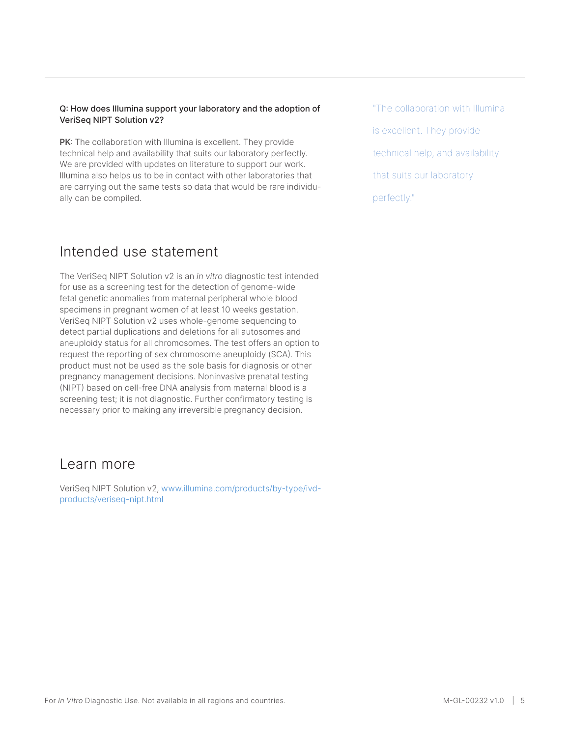**Q: How does Illumina support your laboratory and the adoption of VeriSeq NIPT Solution v2?**

**PK**: The collaboration with Illumina is excellent. They provide technical help and availability that suits our laboratory perfectly. We are provided with updates on literature to support our work. Illumina also helps us to be in contact with other laboratories that are carrying out the same tests so data that would be rare individually can be compiled.

"The collaboration with Illumina is excellent. They provide technical help, and availability that suits our laboratory perfectly."

## Intended use statement

The VeriSeq NIPT Solution v2 is an *in vitro* diagnostic test intended for use as a screening test for the detection of genome-wide fetal genetic anomalies from maternal peripheral whole blood specimens in pregnant women of at least 10 weeks gestation. VeriSeq NIPT Solution v2 uses whole-genome sequencing to detect partial duplications and deletions for all autosomes and aneuploidy status for all chromosomes. The test offers an option to request the reporting of sex chromosome aneuploidy (SCA). This product must not be used as the sole basis for diagnosis or other pregnancy management decisions. Noninvasive prenatal testing (NIPT) based on cell-free DNA analysis from maternal blood is a screening test; it is not diagnostic. Further confirmatory testing is necessary prior to making any irreversible pregnancy decision.

## Learn more

VeriSeq NIPT Solution v2, www.illumina.com/products/by-type/ivd-products/veriseq-nipt.html

For *In Vitro* Diagnostic Use. Not available in all regions and countries.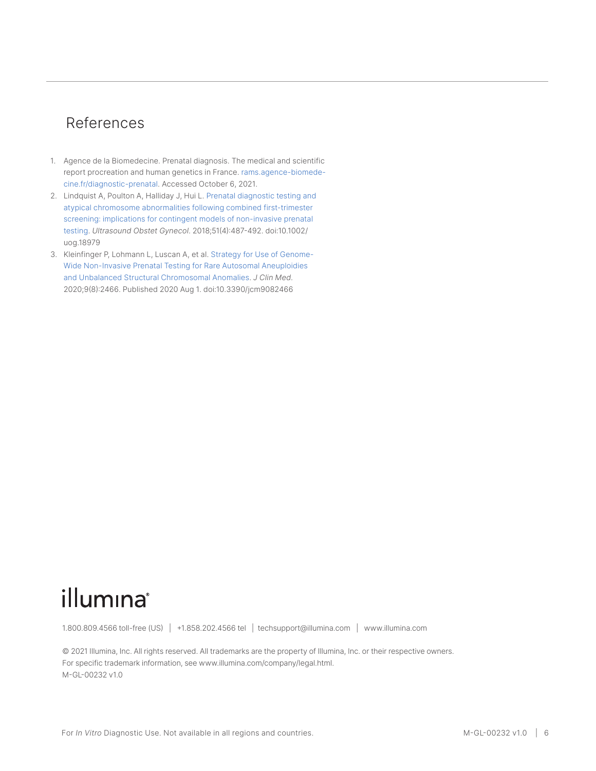# References

1. Agence de la Biomedecine. Prenatal diagnosis. The medical and scientific report procreation and human genetics in France. rams.agence-biomedecine.fr/diagnostic-prenatal. Accessed October 6, 2021.
2. Lindquist A, Poulton A, Halliday J, Hui L. Prenatal diagnostic testing and atypical chromosome abnormalities following combined first-trimester screening: implications for contingent models of non-invasive prenatal testing. *Ultrasound Obstet Gynecol*. 2018;51(4):487-492. doi:10.1002/uog.18979
3. Kleinfinger P, Lohmann L, Luscan A, et al. Strategy for Use of Genome-Wide Non-Invasive Prenatal Testing for Rare Autosomal Aneuploidies and Unbalanced Structural Chromosomal Anomalies. *J Clin Med*. 2020;9(8):2466. Published 2020 Aug 1. doi:10.3390/jcm9082466

illumina®

1.800.809.4566 toll-free (US) | +1.858.202.4566 tel | techsupport@illumina.com | www.illumina.com

© 2021 Illumina, Inc. All rights reserved. All trademarks are the property of Illumina, Inc. or their respective owners. For specific trademark information, see www.illumina.com/company/legal.html.
M-GL-00232 v1.0

For *In Vitro* Diagnostic Use. Not available in all regions and countries.